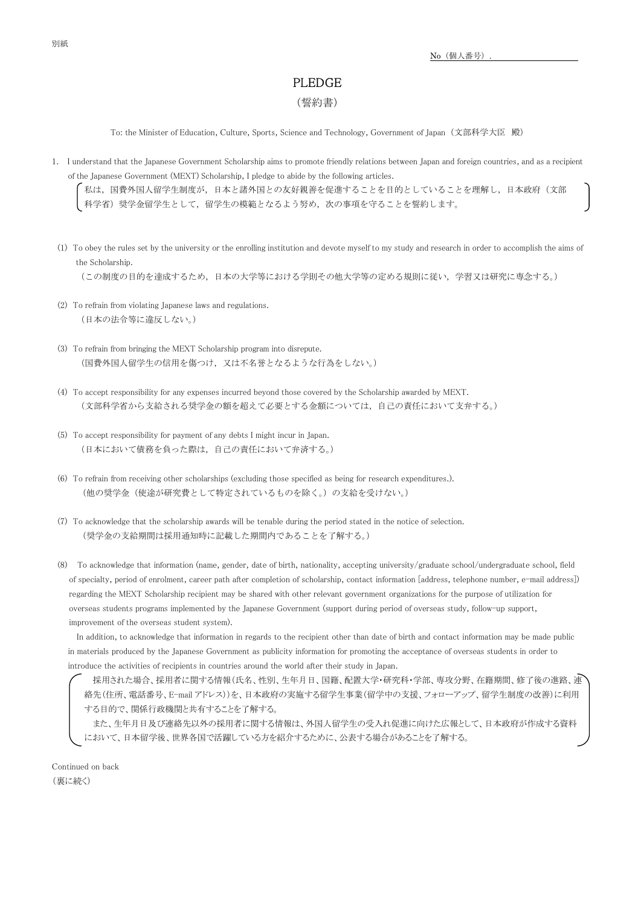別紙

No（個人番号）.

# PLEDGE

（誓約書）

To: the Minister of Education, Culture, Sports, Science and Technology, Government of Japan（文部科学大臣　殿）

1. I understand that the Japanese Government Scholarship aims to promote friendly relations between Japan and foreign countries, and as a recipient of the Japanese Government (MEXT) Scholarship, I pledge to abide by the following articles.

   （私は，国費外国人留学生制度が，日本と諸外国との友好親善を促進することを目的としていることを理解し，日本政府（文部科学省）奨学金留学生として，留学生の模範となるよう努め，次の事項を守ることを誓約します。）

(1) To obey the rules set by the university or the enrolling institution and devote myself to my study and research in order to accomplish the aims of the Scholarship.
（この制度の目的を達成するため，日本の大学等における学則その他大学等の定める規則に従い，学習又は研究に専念する。）

(2) To refrain from violating Japanese laws and regulations.
（日本の法令等に違反しない。）

(3) To refrain from bringing the MEXT Scholarship program into disrepute.
（国費外国人留学生の信用を傷つけ，又は不名誉となるような行為をしない。）

(4) To accept responsibility for any expenses incurred beyond those covered by the Scholarship awarded by MEXT.
（文部科学省から支給される奨学金の額を超えて必要とする金額については，自己の責任において支弁する。）

(5) To accept responsibility for payment of any debts I might incur in Japan.
（日本において債務を負った際は，自己の責任において弁済する。）

(6) To refrain from receiving other scholarships (excluding those specified as being for research expenditures.).
（他の奨学金（使途が研究費として特定されているものを除く。）の支給を受けない。）

(7) To acknowledge that the scholarship awards will be tenable during the period stated in the notice of selection.
（奨学金の支給期間は採用通知時に記載した期間内であることを了解する。）

(8) To acknowledge that information (name, gender, date of birth, nationality, accepting university/graduate school/undergraduate school, field of specialty, period of enrolment, career path after completion of scholarship, contact information [address, telephone number, e-mail address]) regarding the MEXT Scholarship recipient may be shared with other relevant government organizations for the purpose of utilization for overseas students programs implemented by the Japanese Government (support during period of overseas study, follow-up support, improvement of the overseas student system).

In addition, to acknowledge that information in regards to the recipient other than date of birth and contact information may be made public in materials produced by the Japanese Government as publicity information for promoting the acceptance of overseas students in order to introduce the activities of recipients in countries around the world after their study in Japan.

（採用された場合、採用者に関する情報(氏名、性別、生年月日、国籍、配置大学･研究科･学部、専攻分野、在籍期間、修了後の進路、連絡先(住所、電話番号、E-mail アドレス))を、日本政府の実施する留学生事業(留学中の支援、フォローアップ、留学生制度の改善)に利用する目的で、関係行政機関と共有することを了解する。

また、生年月日及び連絡先以外の採用者に関する情報は、外国人留学生の受入れ促進に向けた広報として、日本政府が作成する資料において、日本留学後、世界各国で活躍している方を紹介するために、公表する場合があることを了解する。）

Continued on back
（裏に続く）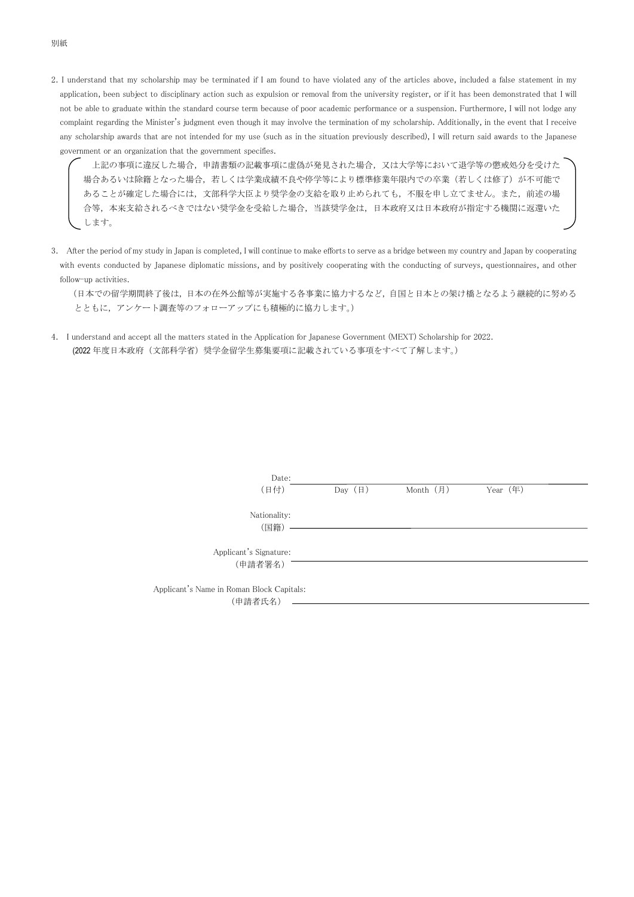別紙

2. I understand that my scholarship may be terminated if I am found to have violated any of the articles above, included a false statement in my application, been subject to disciplinary action such as expulsion or removal from the university register, or if it has been demonstrated that I will not be able to graduate within the standard course term because of poor academic performance or a suspension. Furthermore, I will not lodge any complaint regarding the Minister's judgment even though it may involve the termination of my scholarship. Additionally, in the event that I receive any scholarship awards that are not intended for my use (such as in the situation previously described), I will return said awards to the Japanese government or an organization that the government specifies.

（上記の事項に違反した場合，申請書類の記載事項に虚偽が発見された場合，又は大学等において退学等の懲戒処分を受けた場合あるいは除籍となった場合，若しくは学業成績不良や停学等により標準修業年限内での卒業（若しくは修了）が不可能であることが確定した場合には，文部科学大臣より奨学金の支給を取り止められても，不服を申し立てません。また，前述の場合等，本来支給されるべきではない奨学金を受給した場合，当該奨学金は，日本政府又は日本政府が指定する機関に返還いたします。）

3. After the period of my study in Japan is completed, I will continue to make efforts to serve as a bridge between my country and Japan by cooperating with events conducted by Japanese diplomatic missions, and by positively cooperating with the conducting of surveys, questionnaires, and other follow-up activities.

（日本での留学期間終了後は，日本の在外公館等が実施する各事業に協力するなど，自国と日本との架け橋となるよう継続的に努めるとともに，アンケート調査等のフォローアップにも積極的に協力します。）

4. I understand and accept all the matters stated in the Application for Japanese Government (MEXT) Scholarship for 2022.
(2022 年度日本政府（文部科学省）奨学金留学生募集要項に記載されている事項をすべて了解します。）

Date:（日付） ____________ Day（日） Month（月） Year（年）

Nationality:（国籍） ____________

Applicant's Signature:（申請者署名） ____________

Applicant's Name in Roman Block Capitals:（申請者氏名） ____________